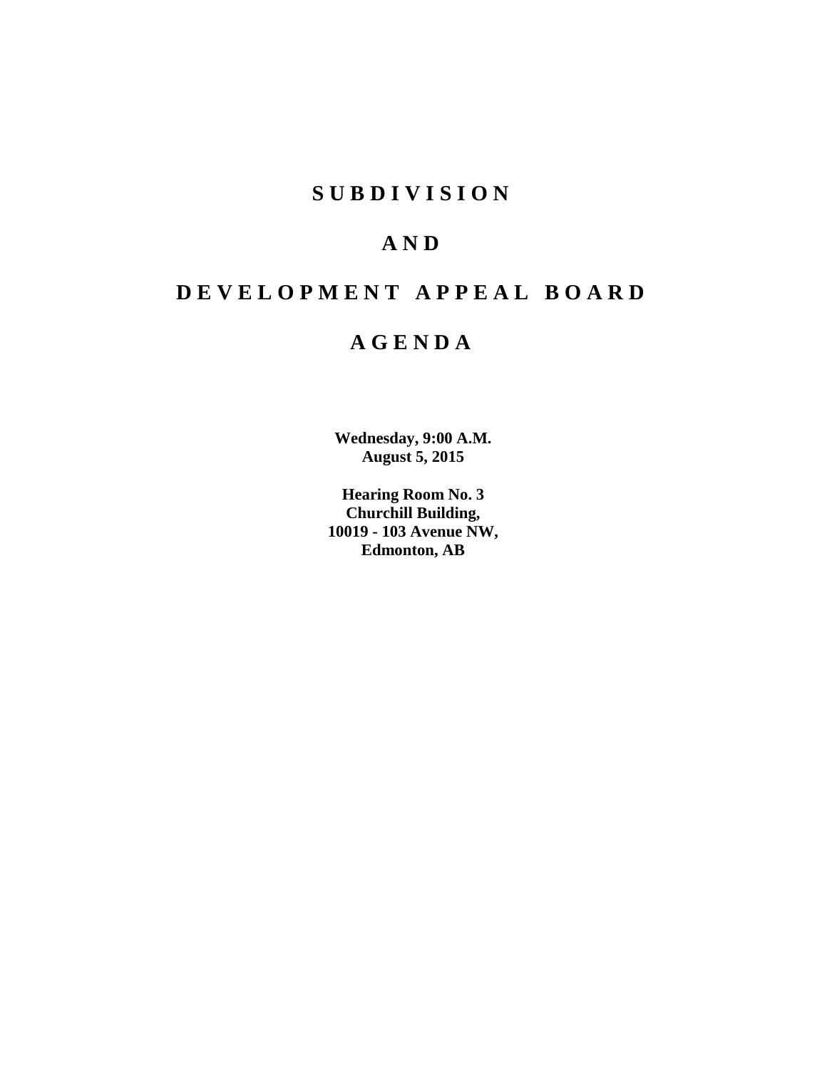# SUBDIVISION

# AND

# DEVELOPMENT APPEAL BOARD

# AGENDA

**Wednesday, 9:00 A.M.**
**August 5, 2015**

**Hearing Room No. 3**
**Churchill Building,**
**10019 - 103 Avenue NW,**
**Edmonton, AB**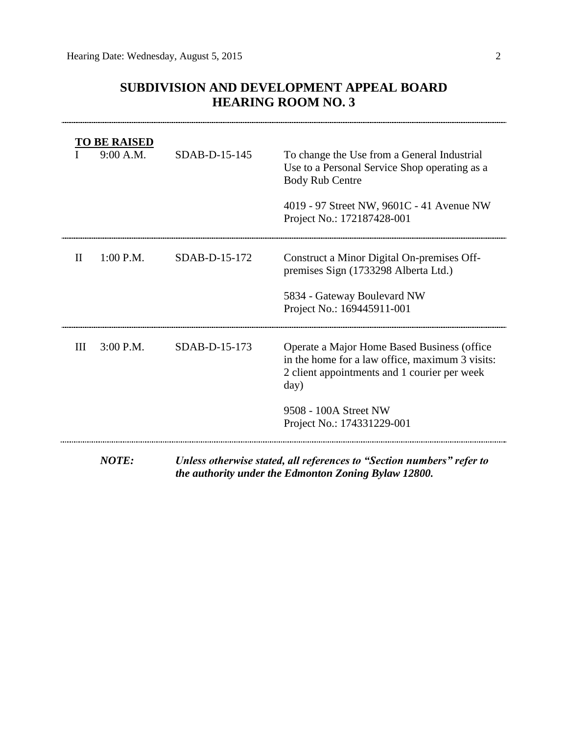# SUBDIVISION AND DEVELOPMENT APPEAL BOARD
# HEARING ROOM NO. 3

---

**TO BE RAISED**

| | | | |
|---|---|---|---|
| I | 9:00 A.M. | SDAB-D-15-145 | To change the Use from a General Industrial Use to a Personal Service Shop operating as a Body Rub Centre<br><br>4019 - 97 Street NW, 9601C - 41 Avenue NW<br>Project No.: 172187428-001 |
| II | 1:00 P.M. | SDAB-D-15-172 | Construct a Minor Digital On-premises Off-premises Sign (1733298 Alberta Ltd.)<br><br>5834 - Gateway Boulevard NW<br>Project No.: 169445911-001 |
| III | 3:00 P.M. | SDAB-D-15-173 | Operate a Major Home Based Business (office in the home for a law office, maximum 3 visits: 2 client appointments and 1 courier per week day)<br><br>9508 - 100A Street NW<br>Project No.: 174331229-001 |

---

***NOTE:*** ***Unless otherwise stated, all references to "Section numbers" refer to the authority under the Edmonton Zoning Bylaw 12800.***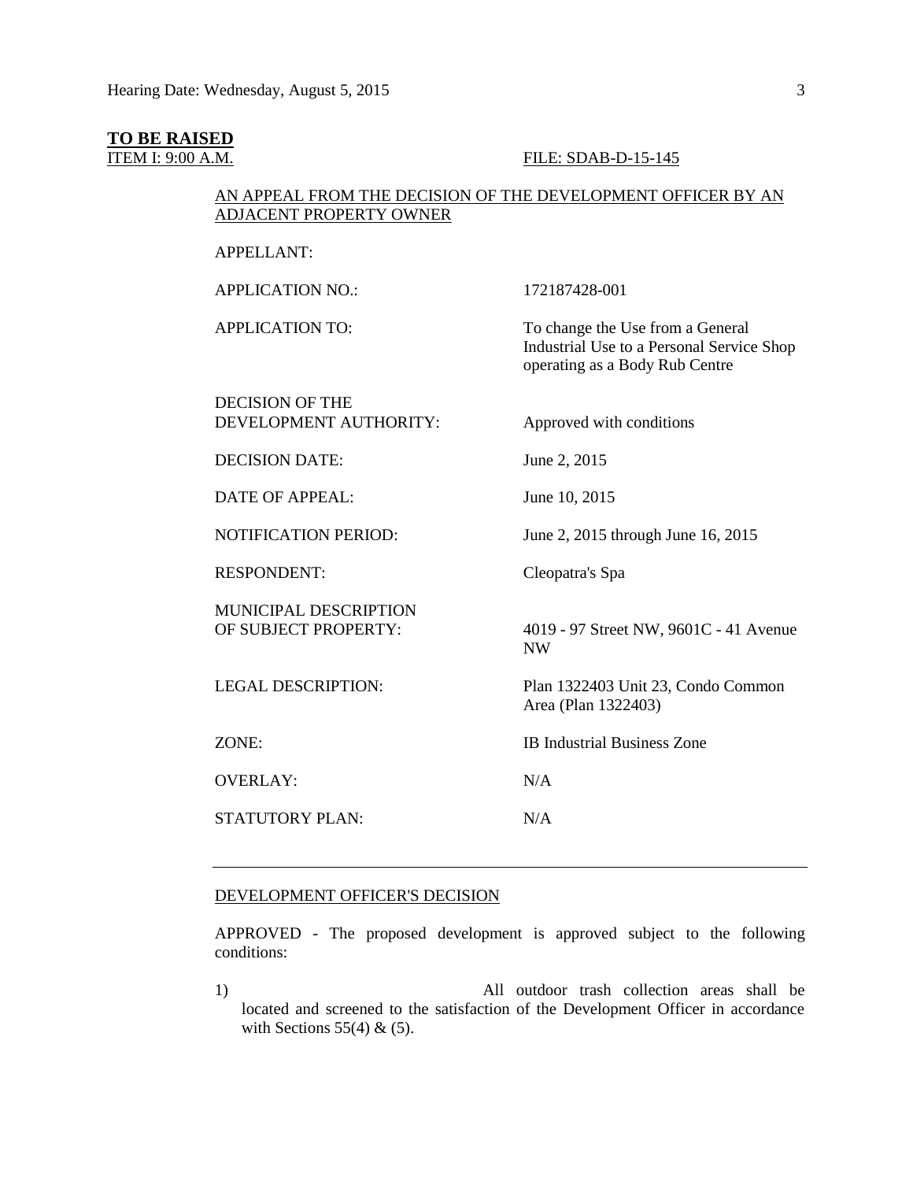**TO BE RAISED**

ITEM I: 9:00 A.M. FILE: SDAB-D-15-145

AN APPEAL FROM THE DECISION OF THE DEVELOPMENT OFFICER BY AN ADJACENT PROPERTY OWNER

| | |
|---|---|
| APPELLANT: | |
| APPLICATION NO.: | 172187428-001 |
| APPLICATION TO: | To change the Use from a General Industrial Use to a Personal Service Shop operating as a Body Rub Centre |
| DECISION OF THE DEVELOPMENT AUTHORITY: | Approved with conditions |
| DECISION DATE: | June 2, 2015 |
| DATE OF APPEAL: | June 10, 2015 |
| NOTIFICATION PERIOD: | June 2, 2015 through June 16, 2015 |
| RESPONDENT: | Cleopatra's Spa |
| MUNICIPAL DESCRIPTION OF SUBJECT PROPERTY: | 4019 - 97 Street NW, 9601C - 41 Avenue NW |
| LEGAL DESCRIPTION: | Plan 1322403 Unit 23, Condo Common Area (Plan 1322403) |
| ZONE: | IB Industrial Business Zone |
| OVERLAY: | N/A |
| STATUTORY PLAN: | N/A |

---

DEVELOPMENT OFFICER'S DECISION

APPROVED - The proposed development is approved subject to the following conditions:

1) All outdoor trash collection areas shall be located and screened to the satisfaction of the Development Officer in accordance with Sections 55(4) & (5).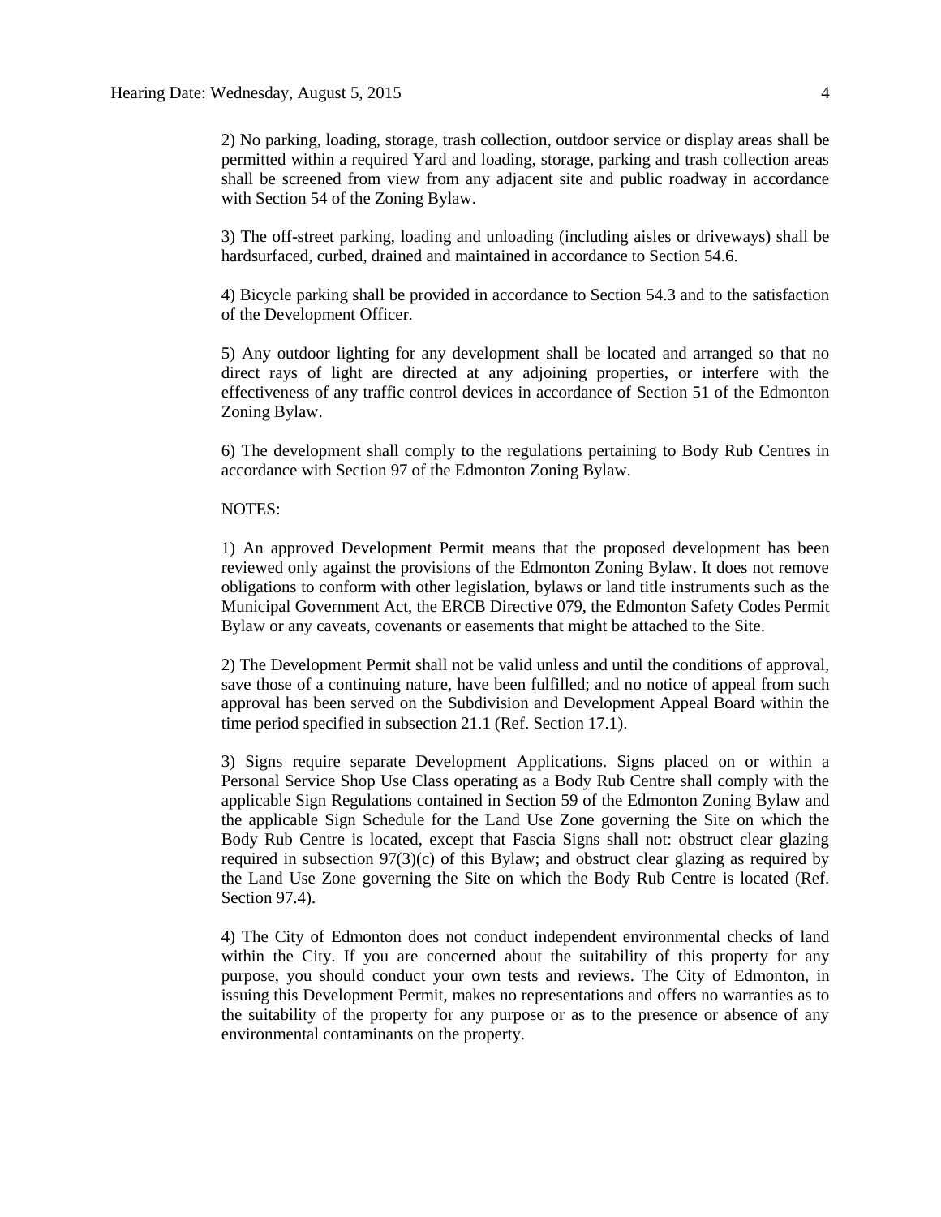2) No parking, loading, storage, trash collection, outdoor service or display areas shall be permitted within a required Yard and loading, storage, parking and trash collection areas shall be screened from view from any adjacent site and public roadway in accordance with Section 54 of the Zoning Bylaw.

3) The off-street parking, loading and unloading (including aisles or driveways) shall be hardsurfaced, curbed, drained and maintained in accordance to Section 54.6.

4) Bicycle parking shall be provided in accordance to Section 54.3 and to the satisfaction of the Development Officer.

5) Any outdoor lighting for any development shall be located and arranged so that no direct rays of light are directed at any adjoining properties, or interfere with the effectiveness of any traffic control devices in accordance of Section 51 of the Edmonton Zoning Bylaw.

6) The development shall comply to the regulations pertaining to Body Rub Centres in accordance with Section 97 of the Edmonton Zoning Bylaw.

NOTES:

1) An approved Development Permit means that the proposed development has been reviewed only against the provisions of the Edmonton Zoning Bylaw. It does not remove obligations to conform with other legislation, bylaws or land title instruments such as the Municipal Government Act, the ERCB Directive 079, the Edmonton Safety Codes Permit Bylaw or any caveats, covenants or easements that might be attached to the Site.

2) The Development Permit shall not be valid unless and until the conditions of approval, save those of a continuing nature, have been fulfilled; and no notice of appeal from such approval has been served on the Subdivision and Development Appeal Board within the time period specified in subsection 21.1 (Ref. Section 17.1).

3) Signs require separate Development Applications. Signs placed on or within a Personal Service Shop Use Class operating as a Body Rub Centre shall comply with the applicable Sign Regulations contained in Section 59 of the Edmonton Zoning Bylaw and the applicable Sign Schedule for the Land Use Zone governing the Site on which the Body Rub Centre is located, except that Fascia Signs shall not: obstruct clear glazing required in subsection 97(3)(c) of this Bylaw; and obstruct clear glazing as required by the Land Use Zone governing the Site on which the Body Rub Centre is located (Ref. Section 97.4).

4) The City of Edmonton does not conduct independent environmental checks of land within the City. If you are concerned about the suitability of this property for any purpose, you should conduct your own tests and reviews. The City of Edmonton, in issuing this Development Permit, makes no representations and offers no warranties as to the suitability of the property for any purpose or as to the presence or absence of any environmental contaminants on the property.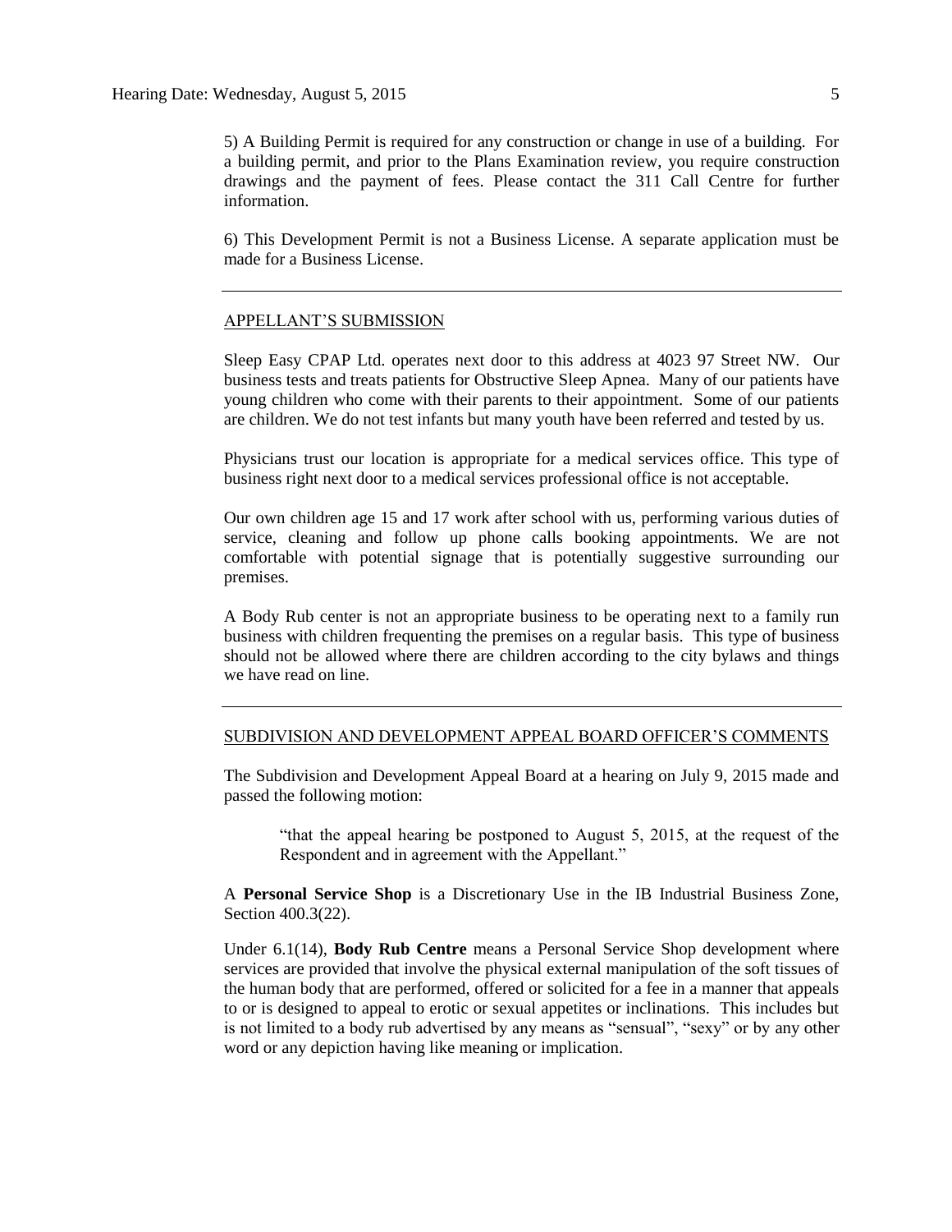5) A Building Permit is required for any construction or change in use of a building. For a building permit, and prior to the Plans Examination review, you require construction drawings and the payment of fees. Please contact the 311 Call Centre for further information.

6) This Development Permit is not a Business License. A separate application must be made for a Business License.

---

## APPELLANT'S SUBMISSION

Sleep Easy CPAP Ltd. operates next door to this address at 4023 97 Street NW. Our business tests and treats patients for Obstructive Sleep Apnea. Many of our patients have young children who come with their parents to their appointment. Some of our patients are children. We do not test infants but many youth have been referred and tested by us.

Physicians trust our location is appropriate for a medical services office. This type of business right next door to a medical services professional office is not acceptable.

Our own children age 15 and 17 work after school with us, performing various duties of service, cleaning and follow up phone calls booking appointments. We are not comfortable with potential signage that is potentially suggestive surrounding our premises.

A Body Rub center is not an appropriate business to be operating next to a family run business with children frequenting the premises on a regular basis. This type of business should not be allowed where there are children according to the city bylaws and things we have read on line.

---

## SUBDIVISION AND DEVELOPMENT APPEAL BOARD OFFICER'S COMMENTS

The Subdivision and Development Appeal Board at a hearing on July 9, 2015 made and passed the following motion:

> "that the appeal hearing be postponed to August 5, 2015, at the request of the Respondent and in agreement with the Appellant."

A **Personal Service Shop** is a Discretionary Use in the IB Industrial Business Zone, Section 400.3(22).

Under 6.1(14), **Body Rub Centre** means a Personal Service Shop development where services are provided that involve the physical external manipulation of the soft tissues of the human body that are performed, offered or solicited for a fee in a manner that appeals to or is designed to appeal to erotic or sexual appetites or inclinations. This includes but is not limited to a body rub advertised by any means as "sensual", "sexy" or by any other word or any depiction having like meaning or implication.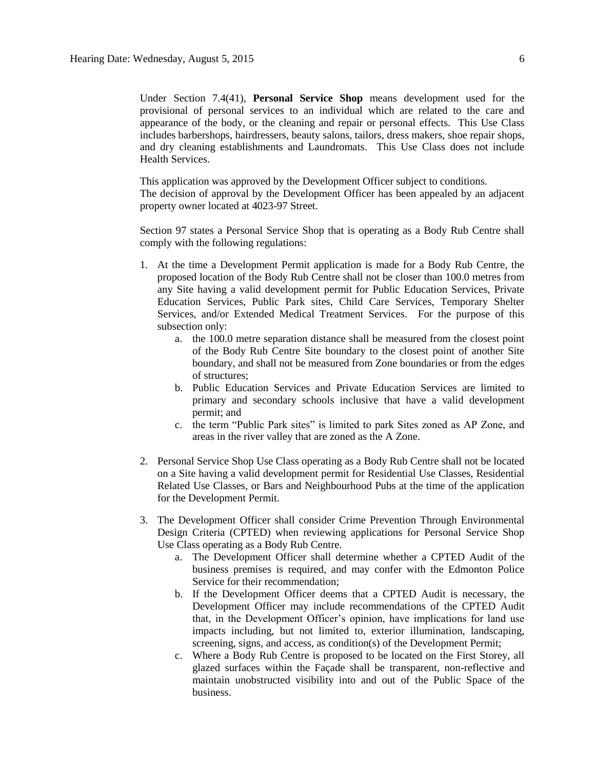Under Section 7.4(41), **Personal Service Shop** means development used for the provisional of personal services to an individual which are related to the care and appearance of the body, or the cleaning and repair or personal effects. This Use Class includes barbershops, hairdressers, beauty salons, tailors, dress makers, shoe repair shops, and dry cleaning establishments and Laundromats. This Use Class does not include Health Services.

This application was approved by the Development Officer subject to conditions.
The decision of approval by the Development Officer has been appealed by an adjacent property owner located at 4023-97 Street.

Section 97 states a Personal Service Shop that is operating as a Body Rub Centre shall comply with the following regulations:

1. At the time a Development Permit application is made for a Body Rub Centre, the proposed location of the Body Rub Centre shall not be closer than 100.0 metres from any Site having a valid development permit for Public Education Services, Private Education Services, Public Park sites, Child Care Services, Temporary Shelter Services, and/or Extended Medical Treatment Services. For the purpose of this subsection only:
    a. the 100.0 metre separation distance shall be measured from the closest point of the Body Rub Centre Site boundary to the closest point of another Site boundary, and shall not be measured from Zone boundaries or from the edges of structures;
    b. Public Education Services and Private Education Services are limited to primary and secondary schools inclusive that have a valid development permit; and
    c. the term "Public Park sites" is limited to park Sites zoned as AP Zone, and areas in the river valley that are zoned as the A Zone.

2. Personal Service Shop Use Class operating as a Body Rub Centre shall not be located on a Site having a valid development permit for Residential Use Classes, Residential Related Use Classes, or Bars and Neighbourhood Pubs at the time of the application for the Development Permit.

3. The Development Officer shall consider Crime Prevention Through Environmental Design Criteria (CPTED) when reviewing applications for Personal Service Shop Use Class operating as a Body Rub Centre.
    a. The Development Officer shall determine whether a CPTED Audit of the business premises is required, and may confer with the Edmonton Police Service for their recommendation;
    b. If the Development Officer deems that a CPTED Audit is necessary, the Development Officer may include recommendations of the CPTED Audit that, in the Development Officer's opinion, have implications for land use impacts including, but not limited to, exterior illumination, landscaping, screening, signs, and access, as condition(s) of the Development Permit;
    c. Where a Body Rub Centre is proposed to be located on the First Storey, all glazed surfaces within the Façade shall be transparent, non-reflective and maintain unobstructed visibility into and out of the Public Space of the business.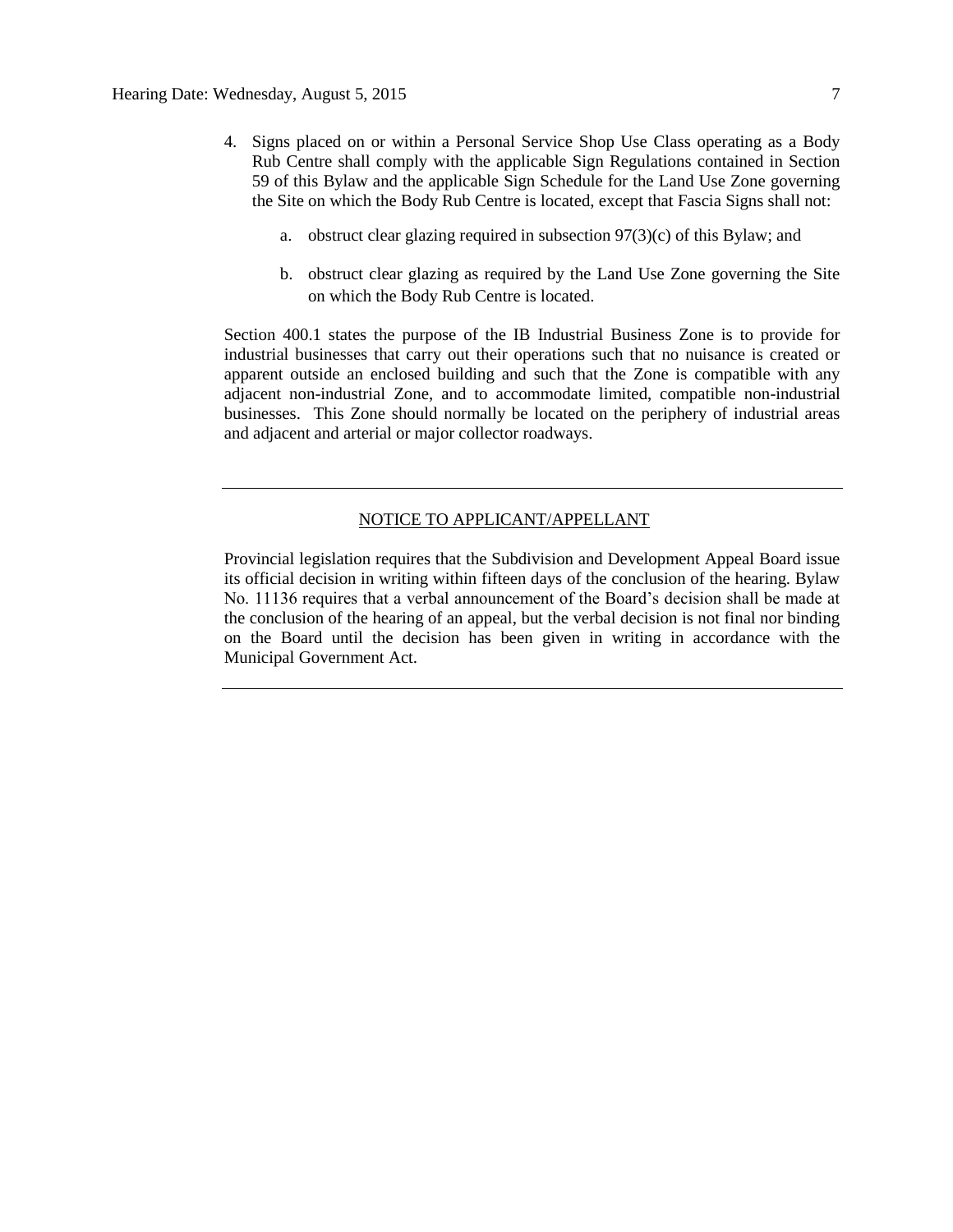4. Signs placed on or within a Personal Service Shop Use Class operating as a Body Rub Centre shall comply with the applicable Sign Regulations contained in Section 59 of this Bylaw and the applicable Sign Schedule for the Land Use Zone governing the Site on which the Body Rub Centre is located, except that Fascia Signs shall not:

   a. obstruct clear glazing required in subsection 97(3)(c) of this Bylaw; and

   b. obstruct clear glazing as required by the Land Use Zone governing the Site on which the Body Rub Centre is located.

Section 400.1 states the purpose of the IB Industrial Business Zone is to provide for industrial businesses that carry out their operations such that no nuisance is created or apparent outside an enclosed building and such that the Zone is compatible with any adjacent non-industrial Zone, and to accommodate limited, compatible non-industrial businesses. This Zone should normally be located on the periphery of industrial areas and adjacent and arterial or major collector roadways.

---

<u>NOTICE TO APPLICANT/APPELLANT</u>

Provincial legislation requires that the Subdivision and Development Appeal Board issue its official decision in writing within fifteen days of the conclusion of the hearing. Bylaw No. 11136 requires that a verbal announcement of the Board's decision shall be made at the conclusion of the hearing of an appeal, but the verbal decision is not final nor binding on the Board until the decision has been given in writing in accordance with the Municipal Government Act.

---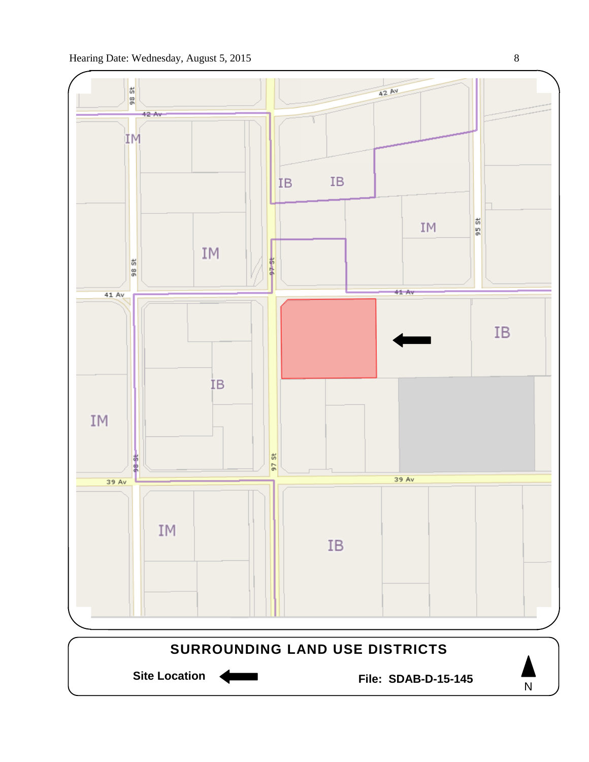Hearing Date: Wednesday, August 5, 2015

42 Av

98 St

IM

IB IB

IM

IM

95 St

97 St

41 Av

IB

IB

IM

39 Av

IM

IB

**SURROUNDING LAND USE DISTRICTS**

**Site Location** ←

**File: SDAB-D-15-145**

N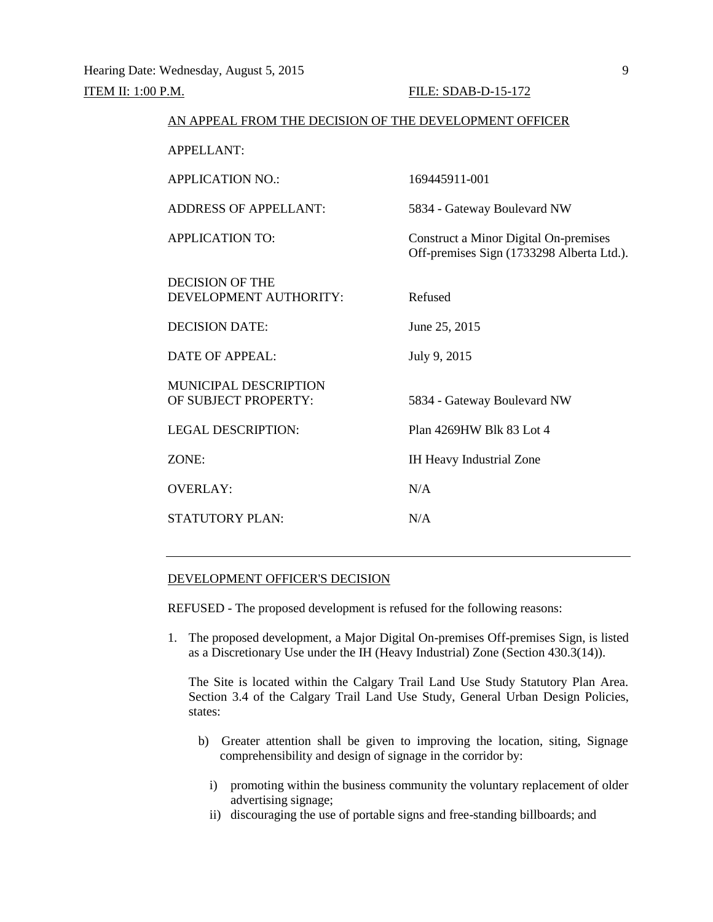Hearing Date: Wednesday, August 5, 2015

ITEM II: 1:00 P.M. FILE: SDAB-D-15-172

AN APPEAL FROM THE DECISION OF THE DEVELOPMENT OFFICER

| | |
|---|---|
| APPELLANT: | |
| APPLICATION NO.: | 169445911-001 |
| ADDRESS OF APPELLANT: | 5834 - Gateway Boulevard NW |
| APPLICATION TO: | Construct a Minor Digital On-premises Off-premises Sign (1733298 Alberta Ltd.). |
| DECISION OF THE DEVELOPMENT AUTHORITY: | Refused |
| DECISION DATE: | June 25, 2015 |
| DATE OF APPEAL: | July 9, 2015 |
| MUNICIPAL DESCRIPTION OF SUBJECT PROPERTY: | 5834 - Gateway Boulevard NW |
| LEGAL DESCRIPTION: | Plan 4269HW Blk 83 Lot 4 |
| ZONE: | IH Heavy Industrial Zone |
| OVERLAY: | N/A |
| STATUTORY PLAN: | N/A |

---

DEVELOPMENT OFFICER'S DECISION

REFUSED - The proposed development is refused for the following reasons:

1. The proposed development, a Major Digital On-premises Off-premises Sign, is listed as a Discretionary Use under the IH (Heavy Industrial) Zone (Section 430.3(14)).

   The Site is located within the Calgary Trail Land Use Study Statutory Plan Area. Section 3.4 of the Calgary Trail Land Use Study, General Urban Design Policies, states:

   b) Greater attention shall be given to improving the location, siting, Signage comprehensibility and design of signage in the corridor by:

      i) promoting within the business community the voluntary replacement of older advertising signage;
      ii) discouraging the use of portable signs and free-standing billboards; and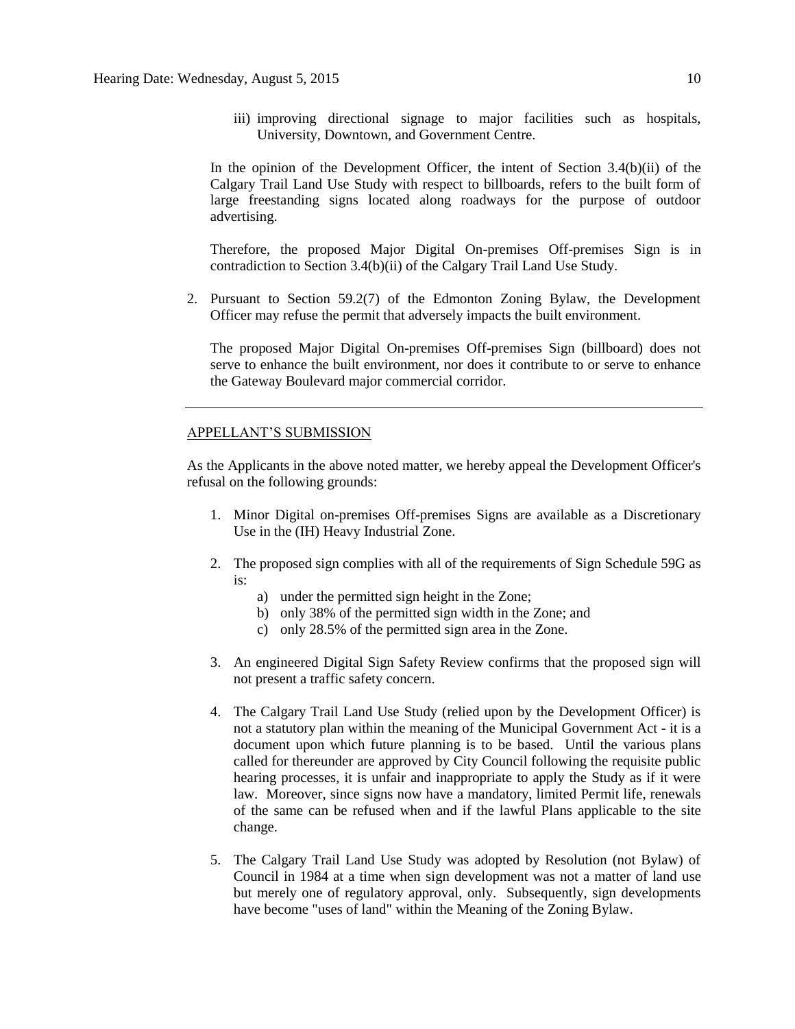iii) improving directional signage to major facilities such as hospitals, University, Downtown, and Government Centre.

In the opinion of the Development Officer, the intent of Section 3.4(b)(ii) of the Calgary Trail Land Use Study with respect to billboards, refers to the built form of large freestanding signs located along roadways for the purpose of outdoor advertising.

Therefore, the proposed Major Digital On-premises Off-premises Sign is in contradiction to Section 3.4(b)(ii) of the Calgary Trail Land Use Study.

2. Pursuant to Section 59.2(7) of the Edmonton Zoning Bylaw, the Development Officer may refuse the permit that adversely impacts the built environment.

   The proposed Major Digital On-premises Off-premises Sign (billboard) does not serve to enhance the built environment, nor does it contribute to or serve to enhance the Gateway Boulevard major commercial corridor.

---

## APPELLANT'S SUBMISSION

As the Applicants in the above noted matter, we hereby appeal the Development Officer's refusal on the following grounds:

1. Minor Digital on-premises Off-premises Signs are available as a Discretionary Use in the (IH) Heavy Industrial Zone.

2. The proposed sign complies with all of the requirements of Sign Schedule 59G as is:
   a) under the permitted sign height in the Zone;
   b) only 38% of the permitted sign width in the Zone; and
   c) only 28.5% of the permitted sign area in the Zone.

3. An engineered Digital Sign Safety Review confirms that the proposed sign will not present a traffic safety concern.

4. The Calgary Trail Land Use Study (relied upon by the Development Officer) is not a statutory plan within the meaning of the Municipal Government Act - it is a document upon which future planning is to be based. Until the various plans called for thereunder are approved by City Council following the requisite public hearing processes, it is unfair and inappropriate to apply the Study as if it were law. Moreover, since signs now have a mandatory, limited Permit life, renewals of the same can be refused when and if the lawful Plans applicable to the site change.

5. The Calgary Trail Land Use Study was adopted by Resolution (not Bylaw) of Council in 1984 at a time when sign development was not a matter of land use but merely one of regulatory approval, only. Subsequently, sign developments have become "uses of land" within the Meaning of the Zoning Bylaw.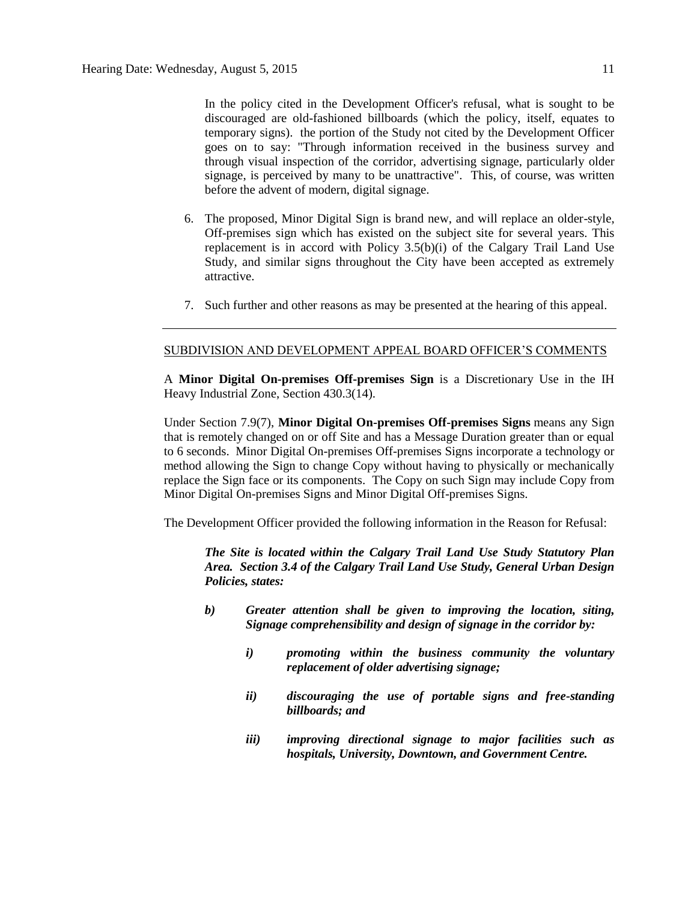In the policy cited in the Development Officer's refusal, what is sought to be discouraged are old-fashioned billboards (which the policy, itself, equates to temporary signs). the portion of the Study not cited by the Development Officer goes on to say: "Through information received in the business survey and through visual inspection of the corridor, advertising signage, particularly older signage, is perceived by many to be unattractive". This, of course, was written before the advent of modern, digital signage.

6. The proposed, Minor Digital Sign is brand new, and will replace an older-style, Off-premises sign which has existed on the subject site for several years. This replacement is in accord with Policy 3.5(b)(i) of the Calgary Trail Land Use Study, and similar signs throughout the City have been accepted as extremely attractive.

7. Such further and other reasons as may be presented at the hearing of this appeal.

---

SUBDIVISION AND DEVELOPMENT APPEAL BOARD OFFICER'S COMMENTS

A **Minor Digital On-premises Off-premises Sign** is a Discretionary Use in the IH Heavy Industrial Zone, Section 430.3(14).

Under Section 7.9(7), **Minor Digital On-premises Off-premises Signs** means any Sign that is remotely changed on or off Site and has a Message Duration greater than or equal to 6 seconds. Minor Digital On-premises Off-premises Signs incorporate a technology or method allowing the Sign to change Copy without having to physically or mechanically replace the Sign face or its components. The Copy on such Sign may include Copy from Minor Digital On-premises Signs and Minor Digital Off-premises Signs.

The Development Officer provided the following information in the Reason for Refusal:

***The Site is located within the Calgary Trail Land Use Study Statutory Plan Area. Section 3.4 of the Calgary Trail Land Use Study, General Urban Design Policies, states:***

***b) Greater attention shall be given to improving the location, siting, Signage comprehensibility and design of signage in the corridor by:***

***i) promoting within the business community the voluntary replacement of older advertising signage;***

***ii) discouraging the use of portable signs and free-standing billboards; and***

***iii) improving directional signage to major facilities such as hospitals, University, Downtown, and Government Centre.***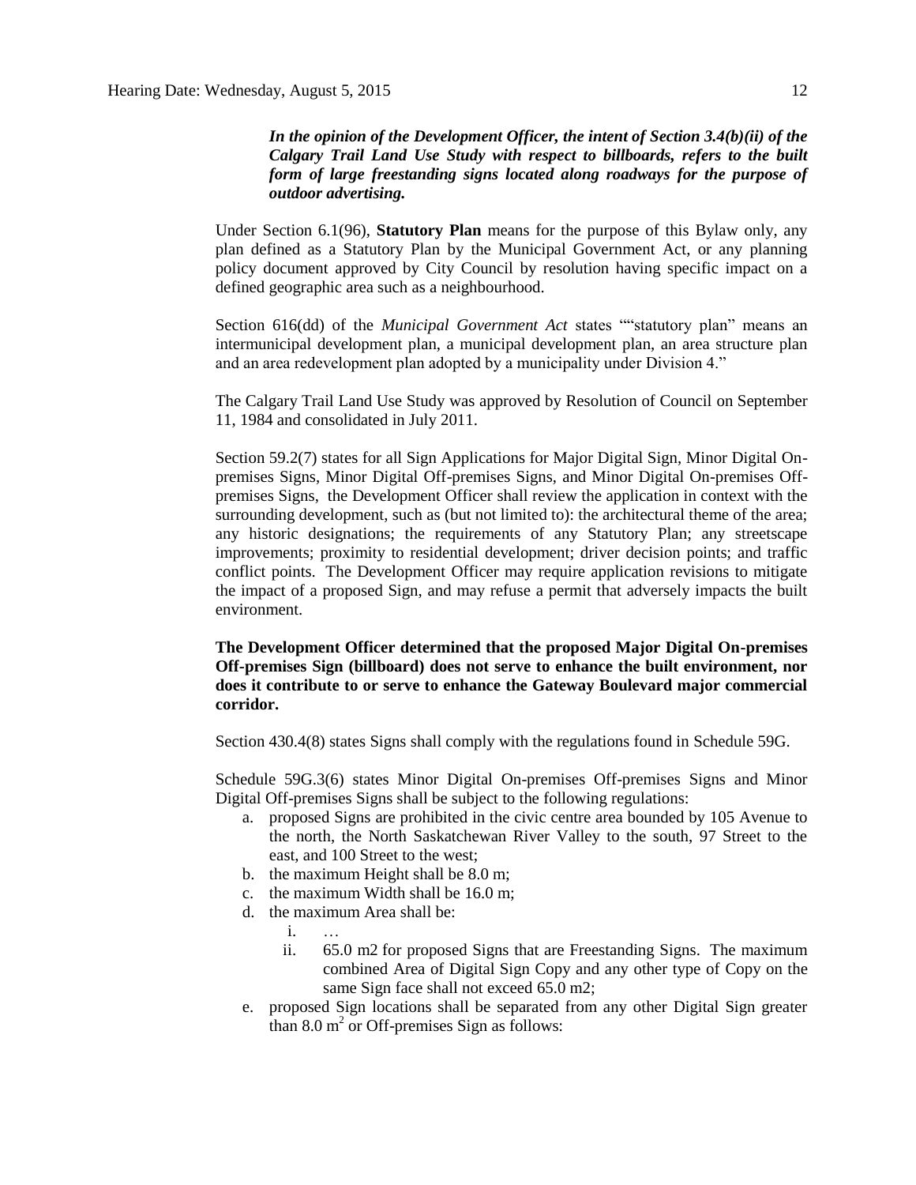***In the opinion of the Development Officer, the intent of Section 3.4(b)(ii) of the Calgary Trail Land Use Study with respect to billboards, refers to the built form of large freestanding signs located along roadways for the purpose of outdoor advertising.***

Under Section 6.1(96), **Statutory Plan** means for the purpose of this Bylaw only, any plan defined as a Statutory Plan by the Municipal Government Act, or any planning policy document approved by City Council by resolution having specific impact on a defined geographic area such as a neighbourhood.

Section 616(dd) of the *Municipal Government Act* states ""statutory plan" means an intermunicipal development plan, a municipal development plan, an area structure plan and an area redevelopment plan adopted by a municipality under Division 4."

The Calgary Trail Land Use Study was approved by Resolution of Council on September 11, 1984 and consolidated in July 2011.

Section 59.2(7) states for all Sign Applications for Major Digital Sign, Minor Digital On-premises Signs, Minor Digital Off-premises Signs, and Minor Digital On-premises Off-premises Signs, the Development Officer shall review the application in context with the surrounding development, such as (but not limited to): the architectural theme of the area; any historic designations; the requirements of any Statutory Plan; any streetscape improvements; proximity to residential development; driver decision points; and traffic conflict points. The Development Officer may require application revisions to mitigate the impact of a proposed Sign, and may refuse a permit that adversely impacts the built environment.

**The Development Officer determined that the proposed Major Digital On-premises Off-premises Sign (billboard) does not serve to enhance the built environment, nor does it contribute to or serve to enhance the Gateway Boulevard major commercial corridor.**

Section 430.4(8) states Signs shall comply with the regulations found in Schedule 59G.

Schedule 59G.3(6) states Minor Digital On-premises Off-premises Signs and Minor Digital Off-premises Signs shall be subject to the following regulations:

a. proposed Signs are prohibited in the civic centre area bounded by 105 Avenue to the north, the North Saskatchewan River Valley to the south, 97 Street to the east, and 100 Street to the west;
b. the maximum Height shall be 8.0 m;
c. the maximum Width shall be 16.0 m;
d. the maximum Area shall be:
    i. …
    ii. 65.0 m2 for proposed Signs that are Freestanding Signs. The maximum combined Area of Digital Sign Copy and any other type of Copy on the same Sign face shall not exceed 65.0 m2;
e. proposed Sign locations shall be separated from any other Digital Sign greater than 8.0 $m^2$ or Off-premises Sign as follows: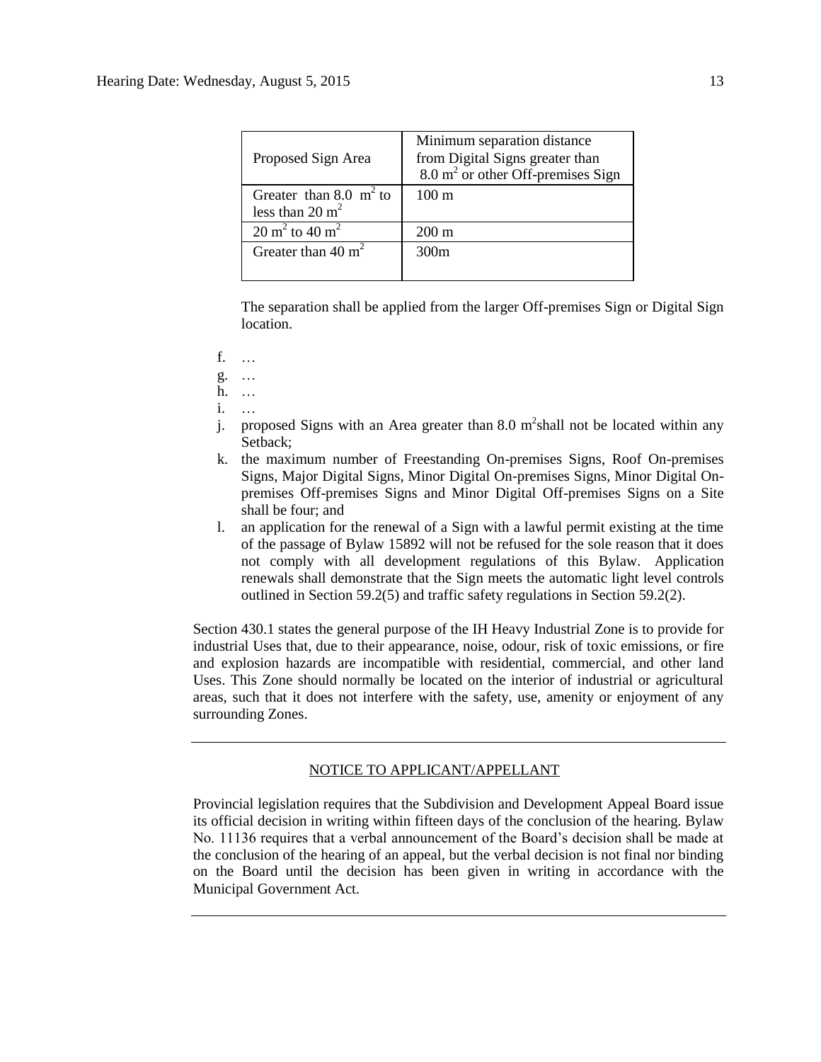| Proposed Sign Area | Minimum separation distance from Digital Signs greater than $8.0\ m^2$ or other Off-premises Sign |
| --- | --- |
| Greater than $8.0\ m^2$ to less than $20\ m^2$ | 100 m |
| $20\ m^2$ to $40\ m^2$ | 200 m |
| Greater than $40\ m^2$ | 300m |

The separation shall be applied from the larger Off-premises Sign or Digital Sign location.

f. …

g. …

h. …

i. …

j. proposed Signs with an Area greater than $8.0\ m^2$ shall not be located within any Setback;

k. the maximum number of Freestanding On-premises Signs, Roof On-premises Signs, Major Digital Signs, Minor Digital On-premises Signs, Minor Digital On-premises Off-premises Signs and Minor Digital Off-premises Signs on a Site shall be four; and

l. an application for the renewal of a Sign with a lawful permit existing at the time of the passage of Bylaw 15892 will not be refused for the sole reason that it does not comply with all development regulations of this Bylaw. Application renewals shall demonstrate that the Sign meets the automatic light level controls outlined in Section 59.2(5) and traffic safety regulations in Section 59.2(2).

Section 430.1 states the general purpose of the IH Heavy Industrial Zone is to provide for industrial Uses that, due to their appearance, noise, odour, risk of toxic emissions, or fire and explosion hazards are incompatible with residential, commercial, and other land Uses. This Zone should normally be located on the interior of industrial or agricultural areas, such that it does not interfere with the safety, use, amenity or enjoyment of any surrounding Zones.

---

NOTICE TO APPLICANT/APPELLANT

Provincial legislation requires that the Subdivision and Development Appeal Board issue its official decision in writing within fifteen days of the conclusion of the hearing. Bylaw No. 11136 requires that a verbal announcement of the Board's decision shall be made at the conclusion of the hearing of an appeal, but the verbal decision is not final nor binding on the Board until the decision has been given in writing in accordance with the Municipal Government Act.

---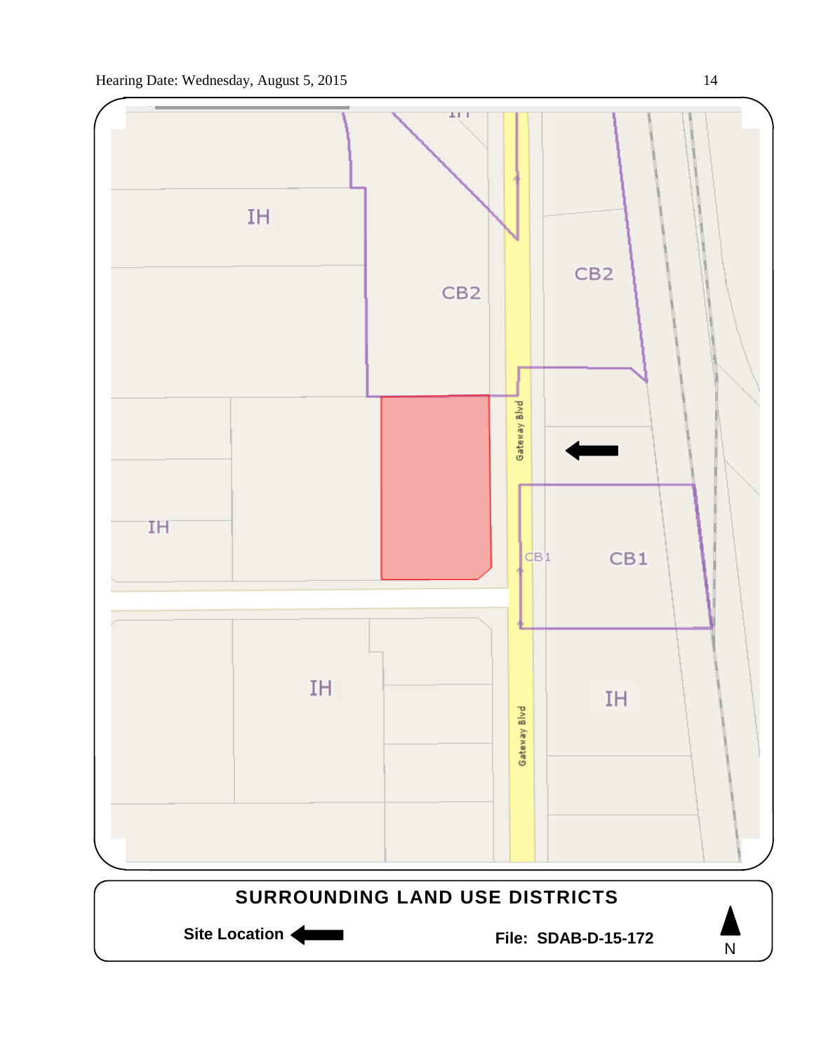IH

CB2

CB2

IH

CB1

CB1

IH

IH

Gateway Blvd

Gateway Blvd

**SURROUNDING LAND USE DISTRICTS**

**Site Location** ⬅

**File: SDAB-D-15-172**

N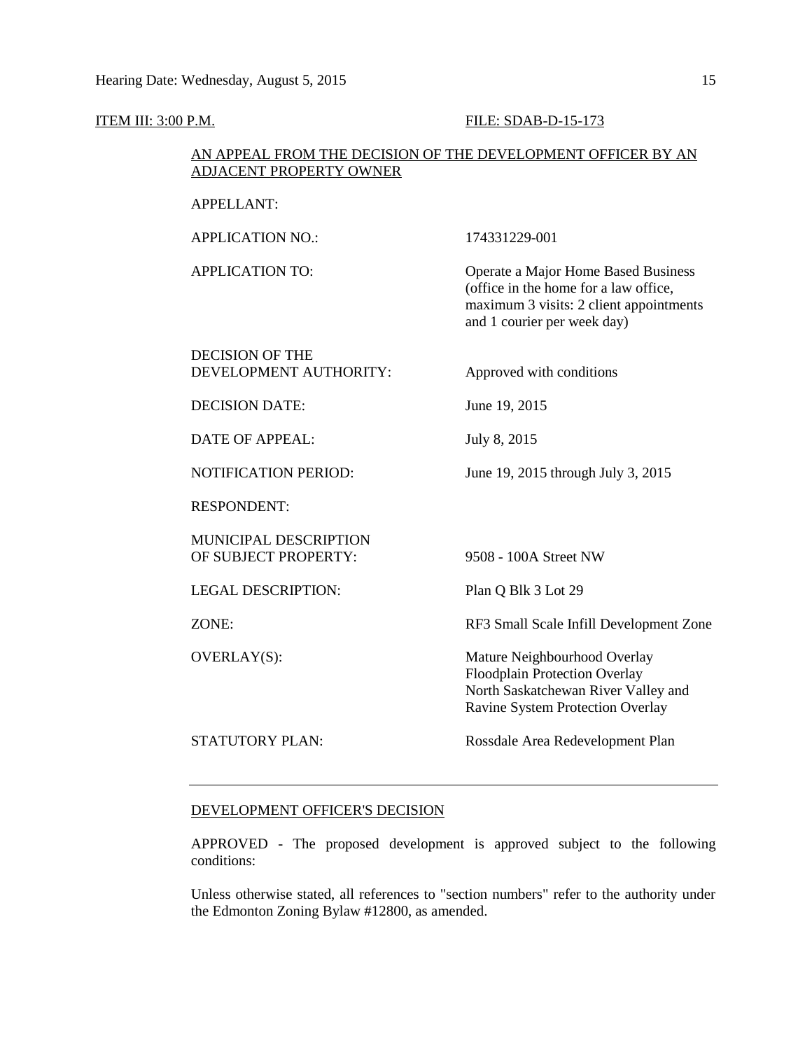ITEM III: 3:00 P.M. FILE: SDAB-D-15-173

AN APPEAL FROM THE DECISION OF THE DEVELOPMENT OFFICER BY AN ADJACENT PROPERTY OWNER

| | |
|---|---|
| APPELLANT: | |
| APPLICATION NO.: | 174331229-001 |
| APPLICATION TO: | Operate a Major Home Based Business (office in the home for a law office, maximum 3 visits: 2 client appointments and 1 courier per week day) |
| DECISION OF THE DEVELOPMENT AUTHORITY: | Approved with conditions |
| DECISION DATE: | June 19, 2015 |
| DATE OF APPEAL: | July 8, 2015 |
| NOTIFICATION PERIOD: | June 19, 2015 through July 3, 2015 |
| RESPONDENT: | |
| MUNICIPAL DESCRIPTION OF SUBJECT PROPERTY: | 9508 - 100A Street NW |
| LEGAL DESCRIPTION: | Plan Q Blk 3 Lot 29 |
| ZONE: | RF3 Small Scale Infill Development Zone |
| OVERLAY(S): | Mature Neighbourhood Overlay<br>Floodplain Protection Overlay<br>North Saskatchewan River Valley and Ravine System Protection Overlay |
| STATUTORY PLAN: | Rossdale Area Redevelopment Plan |

---

DEVELOPMENT OFFICER'S DECISION

APPROVED - The proposed development is approved subject to the following conditions:

Unless otherwise stated, all references to "section numbers" refer to the authority under the Edmonton Zoning Bylaw #12800, as amended.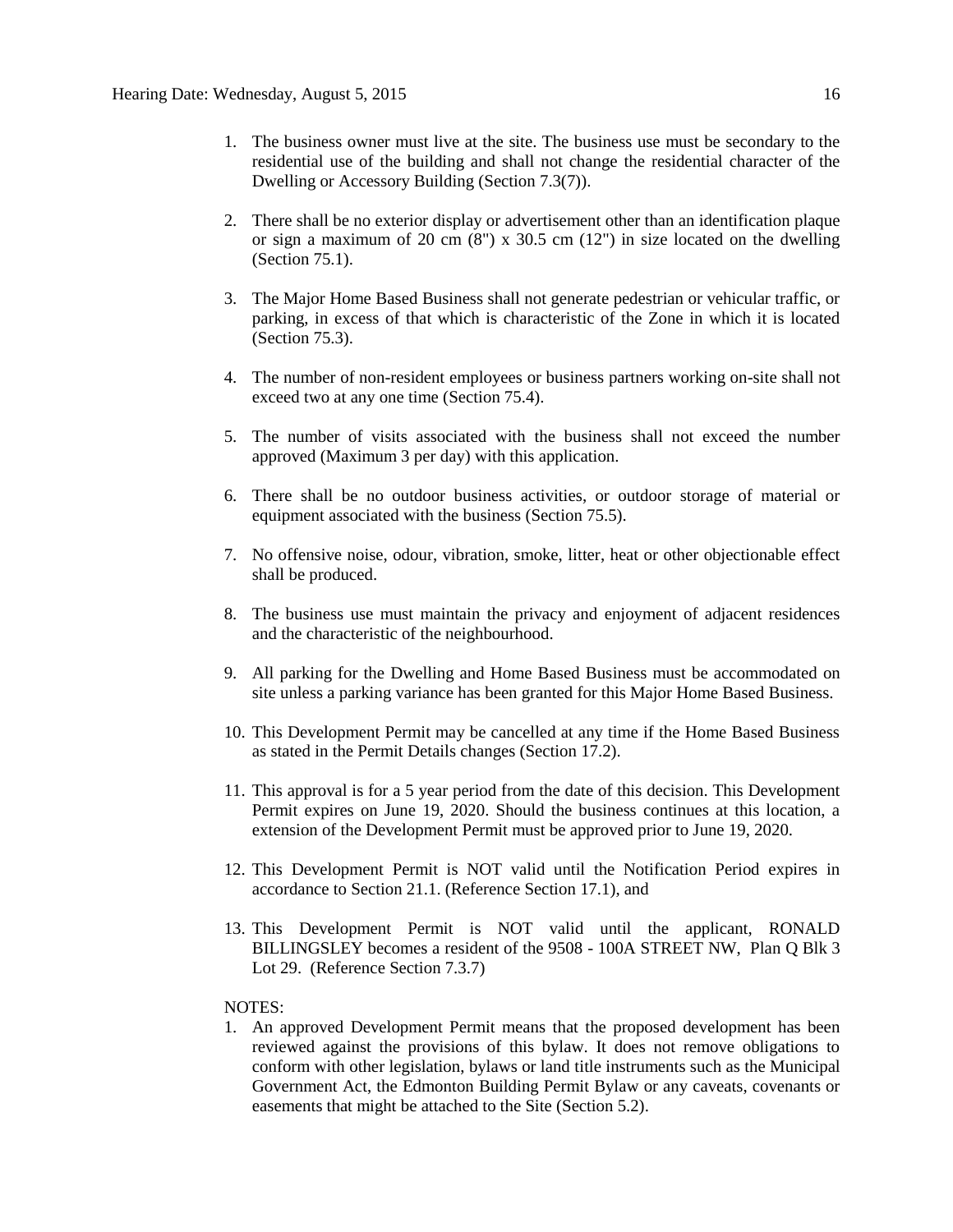1. The business owner must live at the site. The business use must be secondary to the residential use of the building and shall not change the residential character of the Dwelling or Accessory Building (Section 7.3(7)).

2. There shall be no exterior display or advertisement other than an identification plaque or sign a maximum of 20 cm (8") x 30.5 cm (12") in size located on the dwelling (Section 75.1).

3. The Major Home Based Business shall not generate pedestrian or vehicular traffic, or parking, in excess of that which is characteristic of the Zone in which it is located (Section 75.3).

4. The number of non-resident employees or business partners working on-site shall not exceed two at any one time (Section 75.4).

5. The number of visits associated with the business shall not exceed the number approved (Maximum 3 per day) with this application.

6. There shall be no outdoor business activities, or outdoor storage of material or equipment associated with the business (Section 75.5).

7. No offensive noise, odour, vibration, smoke, litter, heat or other objectionable effect shall be produced.

8. The business use must maintain the privacy and enjoyment of adjacent residences and the characteristic of the neighbourhood.

9. All parking for the Dwelling and Home Based Business must be accommodated on site unless a parking variance has been granted for this Major Home Based Business.

10. This Development Permit may be cancelled at any time if the Home Based Business as stated in the Permit Details changes (Section 17.2).

11. This approval is for a 5 year period from the date of this decision. This Development Permit expires on June 19, 2020. Should the business continues at this location, a extension of the Development Permit must be approved prior to June 19, 2020.

12. This Development Permit is NOT valid until the Notification Period expires in accordance to Section 21.1. (Reference Section 17.1), and

13. This Development Permit is NOT valid until the applicant, RONALD BILLINGSLEY becomes a resident of the 9508 - 100A STREET NW, Plan Q Blk 3 Lot 29. (Reference Section 7.3.7)

NOTES:

1. An approved Development Permit means that the proposed development has been reviewed against the provisions of this bylaw. It does not remove obligations to conform with other legislation, bylaws or land title instruments such as the Municipal Government Act, the Edmonton Building Permit Bylaw or any caveats, covenants or easements that might be attached to the Site (Section 5.2).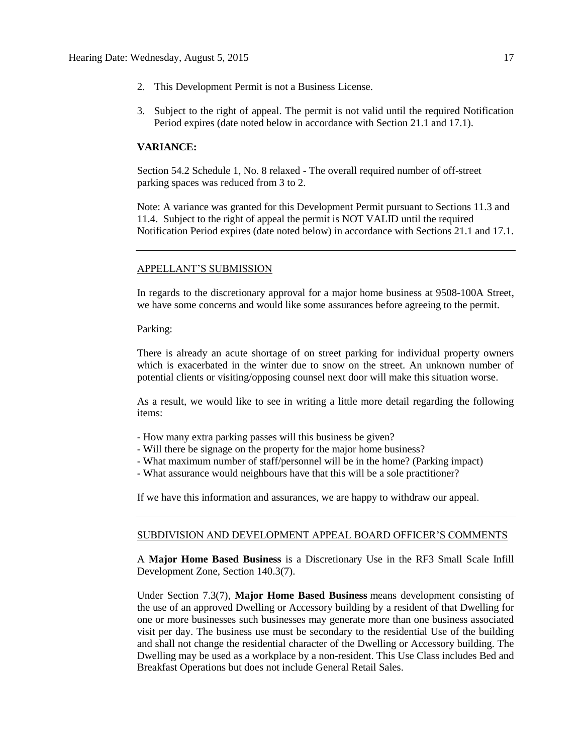2. This Development Permit is not a Business License.

3. Subject to the right of appeal. The permit is not valid until the required Notification Period expires (date noted below in accordance with Section 21.1 and 17.1).

**VARIANCE:**

Section 54.2 Schedule 1, No. 8 relaxed - The overall required number of off-street parking spaces was reduced from 3 to 2.

Note: A variance was granted for this Development Permit pursuant to Sections 11.3 and 11.4. Subject to the right of appeal the permit is NOT VALID until the required Notification Period expires (date noted below) in accordance with Sections 21.1 and 17.1.

---

APPELLANT'S SUBMISSION

In regards to the discretionary approval for a major home business at 9508-100A Street, we have some concerns and would like some assurances before agreeing to the permit.

Parking:

There is already an acute shortage of on street parking for individual property owners which is exacerbated in the winter due to snow on the street. An unknown number of potential clients or visiting/opposing counsel next door will make this situation worse.

As a result, we would like to see in writing a little more detail regarding the following items:

- How many extra parking passes will this business be given?
- Will there be signage on the property for the major home business?
- What maximum number of staff/personnel will be in the home? (Parking impact)
- What assurance would neighbours have that this will be a sole practitioner?

If we have this information and assurances, we are happy to withdraw our appeal.

---

SUBDIVISION AND DEVELOPMENT APPEAL BOARD OFFICER'S COMMENTS

A **Major Home Based Business** is a Discretionary Use in the RF3 Small Scale Infill Development Zone, Section 140.3(7).

Under Section 7.3(7), **Major Home Based Business** means development consisting of the use of an approved Dwelling or Accessory building by a resident of that Dwelling for one or more businesses such businesses may generate more than one business associated visit per day. The business use must be secondary to the residential Use of the building and shall not change the residential character of the Dwelling or Accessory building. The Dwelling may be used as a workplace by a non-resident. This Use Class includes Bed and Breakfast Operations but does not include General Retail Sales.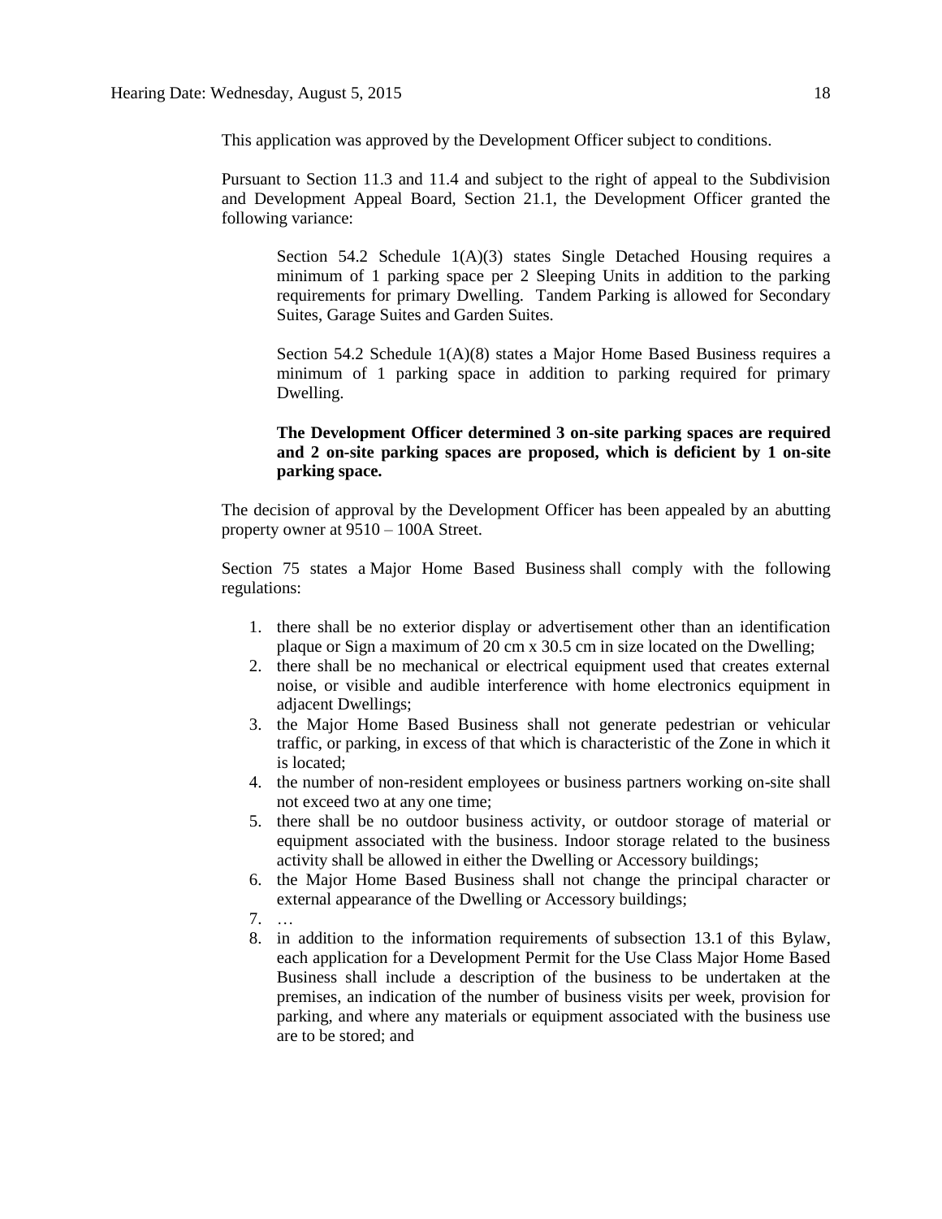This application was approved by the Development Officer subject to conditions.

Pursuant to Section 11.3 and 11.4 and subject to the right of appeal to the Subdivision and Development Appeal Board, Section 21.1, the Development Officer granted the following variance:

> Section 54.2 Schedule 1(A)(3) states Single Detached Housing requires a minimum of 1 parking space per 2 Sleeping Units in addition to the parking requirements for primary Dwelling. Tandem Parking is allowed for Secondary Suites, Garage Suites and Garden Suites.
>
> Section 54.2 Schedule 1(A)(8) states a Major Home Based Business requires a minimum of 1 parking space in addition to parking required for primary Dwelling.
>
> **The Development Officer determined 3 on-site parking spaces are required and 2 on-site parking spaces are proposed, which is deficient by 1 on-site parking space.**

The decision of approval by the Development Officer has been appealed by an abutting property owner at 9510 – 100A Street.

Section 75 states a Major Home Based Business shall comply with the following regulations:

1. there shall be no exterior display or advertisement other than an identification plaque or Sign a maximum of 20 cm x 30.5 cm in size located on the Dwelling;
2. there shall be no mechanical or electrical equipment used that creates external noise, or visible and audible interference with home electronics equipment in adjacent Dwellings;
3. the Major Home Based Business shall not generate pedestrian or vehicular traffic, or parking, in excess of that which is characteristic of the Zone in which it is located;
4. the number of non-resident employees or business partners working on-site shall not exceed two at any one time;
5. there shall be no outdoor business activity, or outdoor storage of material or equipment associated with the business. Indoor storage related to the business activity shall be allowed in either the Dwelling or Accessory buildings;
6. the Major Home Based Business shall not change the principal character or external appearance of the Dwelling or Accessory buildings;
7. …
8. in addition to the information requirements of subsection 13.1 of this Bylaw, each application for a Development Permit for the Use Class Major Home Based Business shall include a description of the business to be undertaken at the premises, an indication of the number of business visits per week, provision for parking, and where any materials or equipment associated with the business use are to be stored; and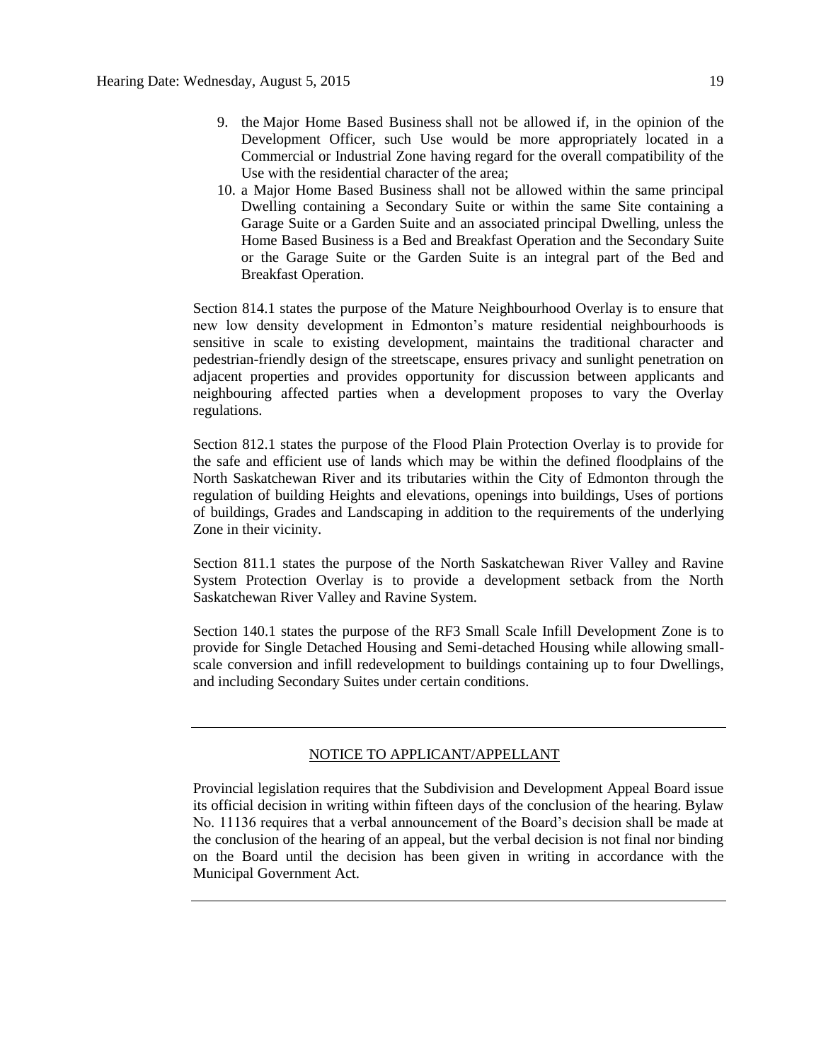9. the Major Home Based Business shall not be allowed if, in the opinion of the Development Officer, such Use would be more appropriately located in a Commercial or Industrial Zone having regard for the overall compatibility of the Use with the residential character of the area;
10. a Major Home Based Business shall not be allowed within the same principal Dwelling containing a Secondary Suite or within the same Site containing a Garage Suite or a Garden Suite and an associated principal Dwelling, unless the Home Based Business is a Bed and Breakfast Operation and the Secondary Suite or the Garage Suite or the Garden Suite is an integral part of the Bed and Breakfast Operation.

Section 814.1 states the purpose of the Mature Neighbourhood Overlay is to ensure that new low density development in Edmonton's mature residential neighbourhoods is sensitive in scale to existing development, maintains the traditional character and pedestrian-friendly design of the streetscape, ensures privacy and sunlight penetration on adjacent properties and provides opportunity for discussion between applicants and neighbouring affected parties when a development proposes to vary the Overlay regulations.

Section 812.1 states the purpose of the Flood Plain Protection Overlay is to provide for the safe and efficient use of lands which may be within the defined floodplains of the North Saskatchewan River and its tributaries within the City of Edmonton through the regulation of building Heights and elevations, openings into buildings, Uses of portions of buildings, Grades and Landscaping in addition to the requirements of the underlying Zone in their vicinity.

Section 811.1 states the purpose of the North Saskatchewan River Valley and Ravine System Protection Overlay is to provide a development setback from the North Saskatchewan River Valley and Ravine System.

Section 140.1 states the purpose of the RF3 Small Scale Infill Development Zone is to provide for Single Detached Housing and Semi-detached Housing while allowing small-scale conversion and infill redevelopment to buildings containing up to four Dwellings, and including Secondary Suites under certain conditions.

---

NOTICE TO APPLICANT/APPELLANT

Provincial legislation requires that the Subdivision and Development Appeal Board issue its official decision in writing within fifteen days of the conclusion of the hearing. Bylaw No. 11136 requires that a verbal announcement of the Board's decision shall be made at the conclusion of the hearing of an appeal, but the verbal decision is not final nor binding on the Board until the decision has been given in writing in accordance with the Municipal Government Act.

---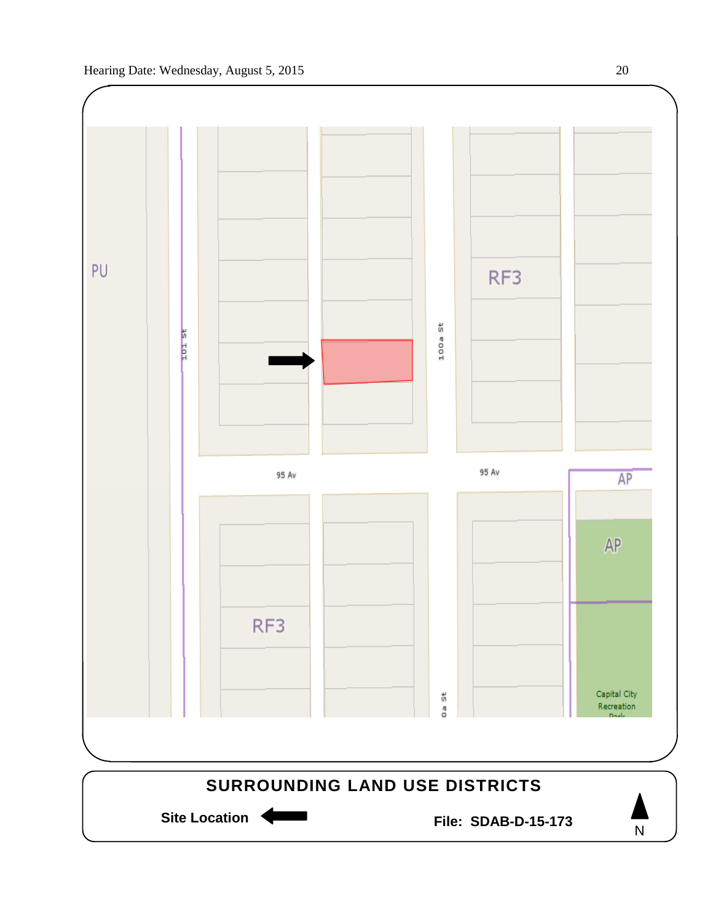PU

101 St

RF3

100a St

95 Av

95 Av

AP

AP

RF3

0a St

Capital City Recreation Park

**SURROUNDING LAND USE DISTRICTS**

**Site Location** ⬅

**File: SDAB-D-15-173**

N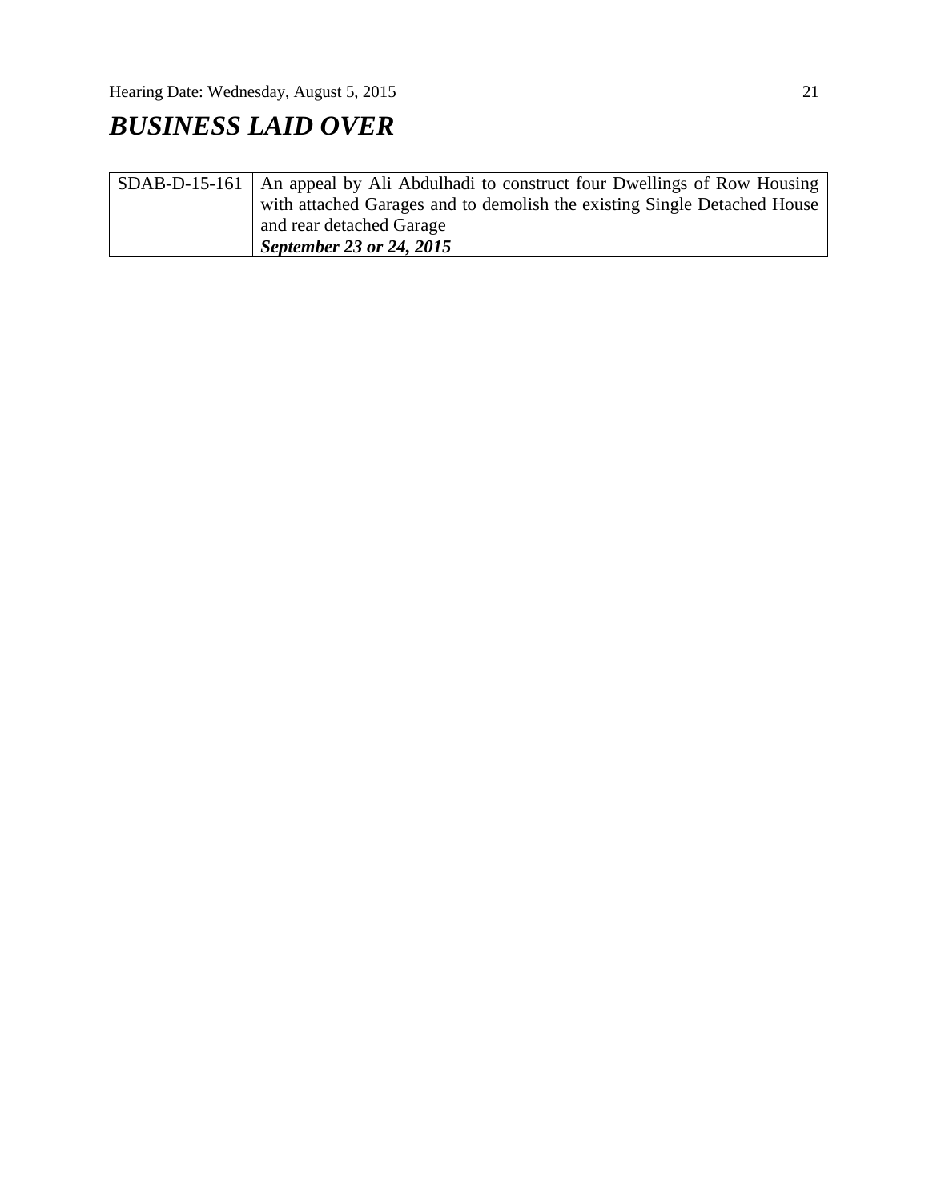# *BUSINESS LAID OVER*

| | |
|---|---|
| SDAB-D-15-161 | An appeal by Ali Abdulhadi to construct four Dwellings of Row Housing with attached Garages and to demolish the existing Single Detached House and rear detached Garage<br>***September 23 or 24, 2015*** |